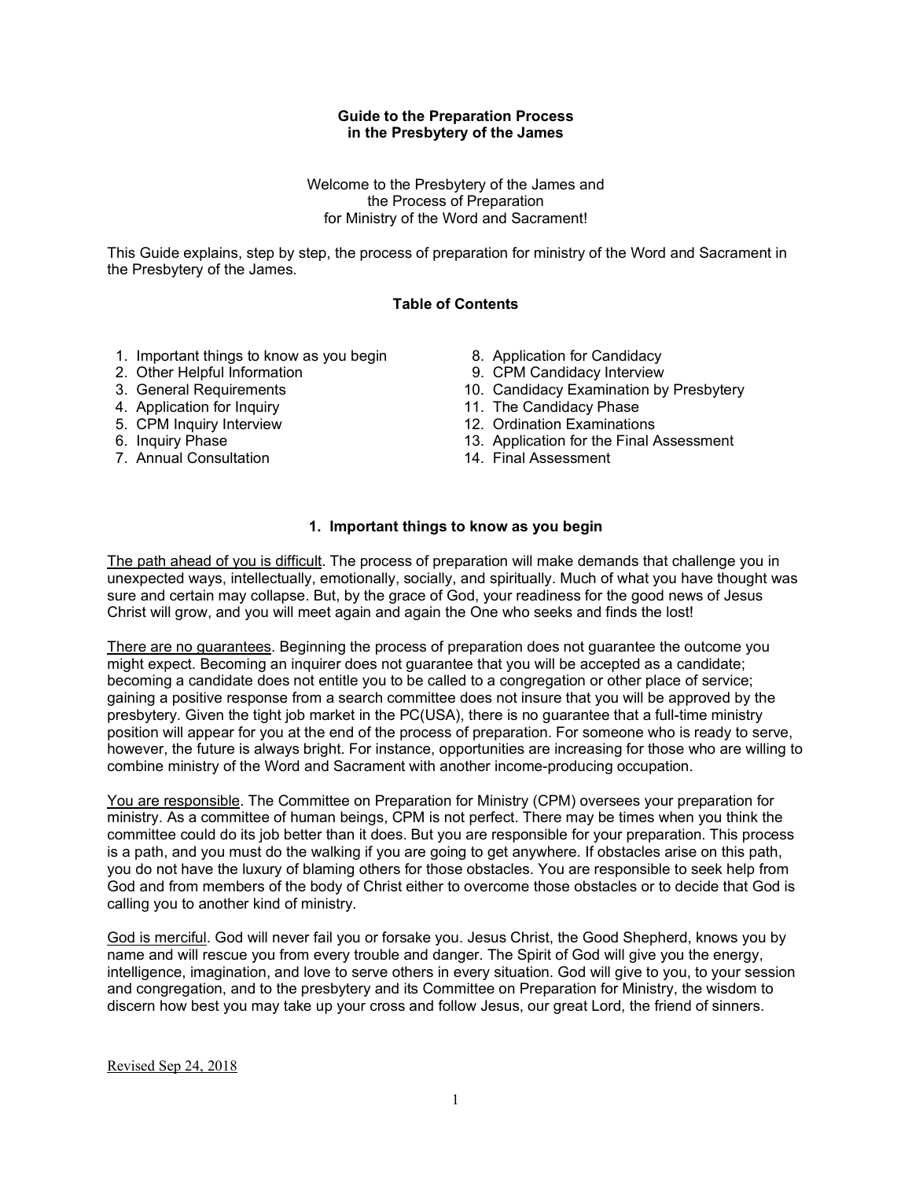# Guide to the Preparation Process in the Presbytery of the James

Welcome to the Presbytery of the James and the Process of Preparation for Ministry of the Word and Sacrament!

This Guide explains, step by step, the process of preparation for ministry of the Word and Sacrament in the Presbytery of the James.

## Table of Contents

1. Important things to know as you begin
2. Other Helpful Information
3. General Requirements
4. Application for Inquiry
5. CPM Inquiry Interview
6. Inquiry Phase
7. Annual Consultation
8. Application for Candidacy
9. CPM Candidacy Interview
10. Candidacy Examination by Presbytery
11. The Candidacy Phase
12. Ordination Examinations
13. Application for the Final Assessment
14. Final Assessment

## 1. Important things to know as you begin

<u>The path ahead of you is difficult</u>. The process of preparation will make demands that challenge you in unexpected ways, intellectually, emotionally, socially, and spiritually. Much of what you have thought was sure and certain may collapse. But, by the grace of God, your readiness for the good news of Jesus Christ will grow, and you will meet again and again the One who seeks and finds the lost!

<u>There are no guarantees</u>. Beginning the process of preparation does not guarantee the outcome you might expect. Becoming an inquirer does not guarantee that you will be accepted as a candidate; becoming a candidate does not entitle you to be called to a congregation or other place of service; gaining a positive response from a search committee does not insure that you will be approved by the presbytery. Given the tight job market in the PC(USA), there is no guarantee that a full-time ministry position will appear for you at the end of the process of preparation. For someone who is ready to serve, however, the future is always bright. For instance, opportunities are increasing for those who are willing to combine ministry of the Word and Sacrament with another income-producing occupation.

<u>You are responsible</u>. The Committee on Preparation for Ministry (CPM) oversees your preparation for ministry. As a committee of human beings, CPM is not perfect. There may be times when you think the committee could do its job better than it does. But you are responsible for your preparation. This process is a path, and you must do the walking if you are going to get anywhere. If obstacles arise on this path, you do not have the luxury of blaming others for those obstacles. You are responsible to seek help from God and from members of the body of Christ either to overcome those obstacles or to decide that God is calling you to another kind of ministry.

<u>God is merciful</u>. God will never fail you or forsake you. Jesus Christ, the Good Shepherd, knows you by name and will rescue you from every trouble and danger. The Spirit of God will give you the energy, intelligence, imagination, and love to serve others in every situation. God will give to you, to your session and congregation, and to the presbytery and its Committee on Preparation for Ministry, the wisdom to discern how best you may take up your cross and follow Jesus, our great Lord, the friend of sinners.

Revised Sep 24, 2018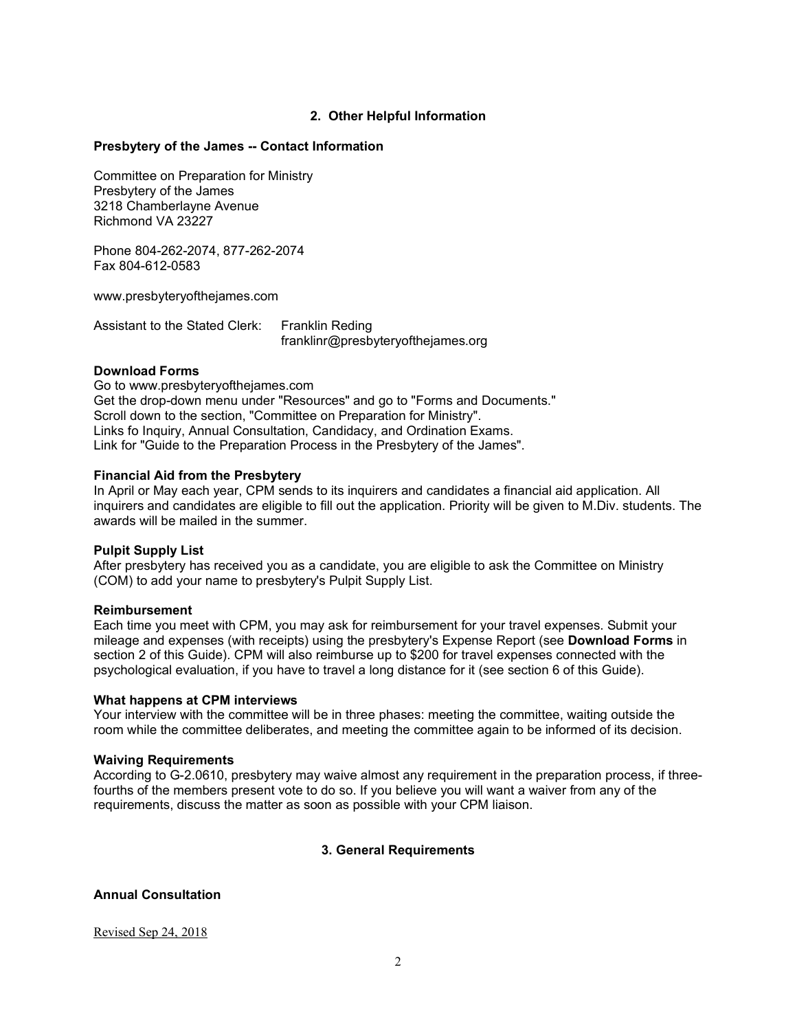## 2. Other Helpful Information

**Presbytery of the James -- Contact Information**

Committee on Preparation for Ministry
Presbytery of the James
3218 Chamberlayne Avenue
Richmond VA 23227

Phone 804-262-2074, 877-262-2074
Fax 804-612-0583

www.presbyteryofthejames.com

Assistant to the Stated Clerk: Franklin Reding
franklinr@presbyteryofthejames.org

**Download Forms**

Go to www.presbyteryofthejames.com
Get the drop-down menu under "Resources" and go to "Forms and Documents."
Scroll down to the section, "Committee on Preparation for Ministry".
Links fo Inquiry, Annual Consultation, Candidacy, and Ordination Exams.
Link for "Guide to the Preparation Process in the Presbytery of the James".

**Financial Aid from the Presbytery**

In April or May each year, CPM sends to its inquirers and candidates a financial aid application. All inquirers and candidates are eligible to fill out the application. Priority will be given to M.Div. students. The awards will be mailed in the summer.

**Pulpit Supply List**

After presbytery has received you as a candidate, you are eligible to ask the Committee on Ministry (COM) to add your name to presbytery's Pulpit Supply List.

**Reimbursement**

Each time you meet with CPM, you may ask for reimbursement for your travel expenses. Submit your mileage and expenses (with receipts) using the presbytery's Expense Report (see **Download Forms** in section 2 of this Guide). CPM will also reimburse up to $200 for travel expenses connected with the psychological evaluation, if you have to travel a long distance for it (see section 6 of this Guide).

**What happens at CPM interviews**

Your interview with the committee will be in three phases: meeting the committee, waiting outside the room while the committee deliberates, and meeting the committee again to be informed of its decision.

**Waiving Requirements**

According to G-2.0610, presbytery may waive almost any requirement in the preparation process, if three-fourths of the members present vote to do so. If you believe you will want a waiver from any of the requirements, discuss the matter as soon as possible with your CPM liaison.

## 3. General Requirements

**Annual Consultation**

Revised Sep 24, 2018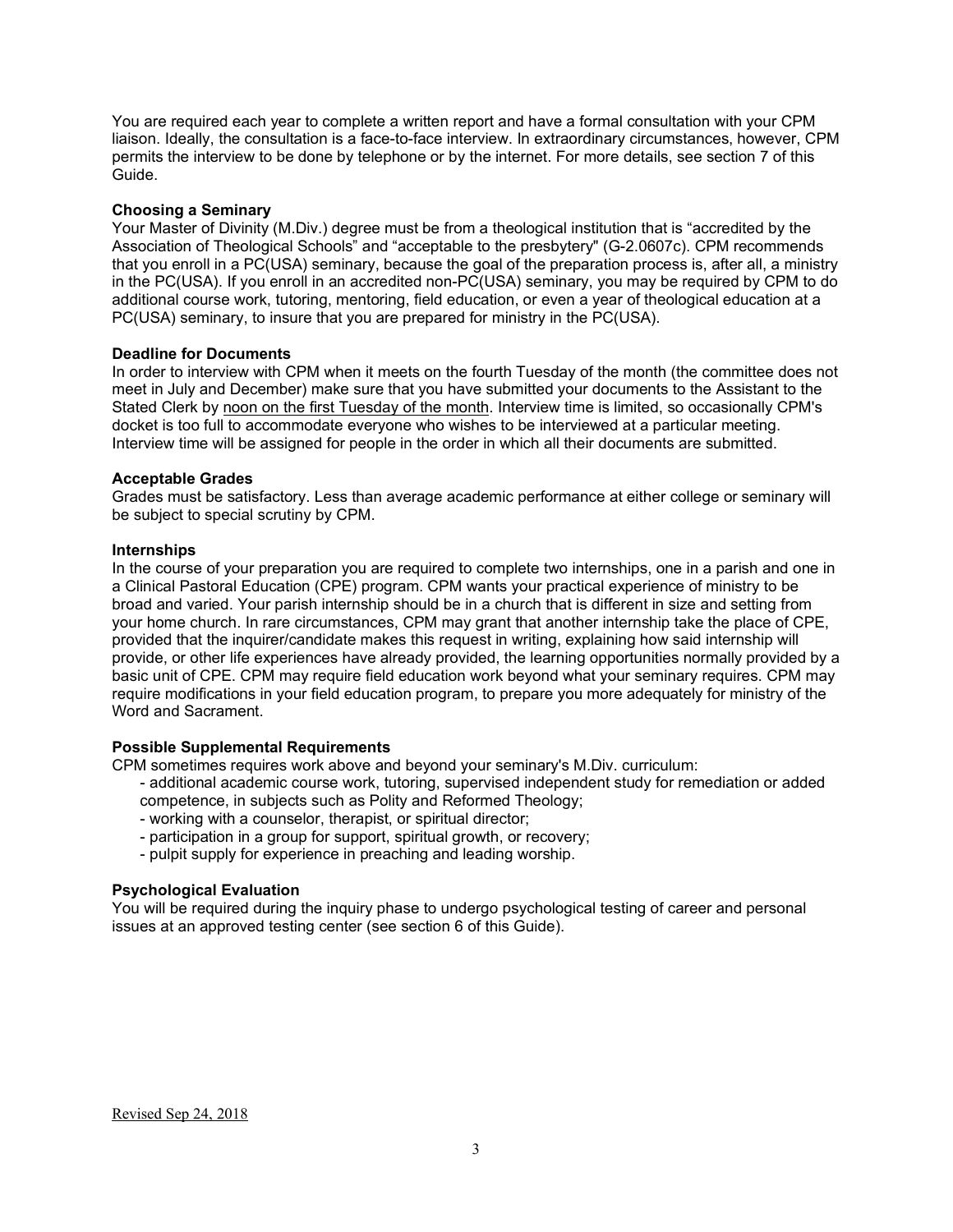You are required each year to complete a written report and have a formal consultation with your CPM liaison. Ideally, the consultation is a face-to-face interview. In extraordinary circumstances, however, CPM permits the interview to be done by telephone or by the internet. For more details, see section 7 of this Guide.

**Choosing a Seminary**

Your Master of Divinity (M.Div.) degree must be from a theological institution that is "accredited by the Association of Theological Schools" and "acceptable to the presbytery" (G-2.0607c). CPM recommends that you enroll in a PC(USA) seminary, because the goal of the preparation process is, after all, a ministry in the PC(USA). If you enroll in an accredited non-PC(USA) seminary, you may be required by CPM to do additional course work, tutoring, mentoring, field education, or even a year of theological education at a PC(USA) seminary, to insure that you are prepared for ministry in the PC(USA).

**Deadline for Documents**

In order to interview with CPM when it meets on the fourth Tuesday of the month (the committee does not meet in July and December) make sure that you have submitted your documents to the Assistant to the Stated Clerk by <u>noon on the first Tuesday of the month</u>. Interview time is limited, so occasionally CPM's docket is too full to accommodate everyone who wishes to be interviewed at a particular meeting. Interview time will be assigned for people in the order in which all their documents are submitted.

**Acceptable Grades**

Grades must be satisfactory. Less than average academic performance at either college or seminary will be subject to special scrutiny by CPM.

**Internships**

In the course of your preparation you are required to complete two internships, one in a parish and one in a Clinical Pastoral Education (CPE) program. CPM wants your practical experience of ministry to be broad and varied. Your parish internship should be in a church that is different in size and setting from your home church. In rare circumstances, CPM may grant that another internship take the place of CPE, provided that the inquirer/candidate makes this request in writing, explaining how said internship will provide, or other life experiences have already provided, the learning opportunities normally provided by a basic unit of CPE. CPM may require field education work beyond what your seminary requires. CPM may require modifications in your field education program, to prepare you more adequately for ministry of the Word and Sacrament.

**Possible Supplemental Requirements**

CPM sometimes requires work above and beyond your seminary's M.Div. curriculum:

- additional academic course work, tutoring, supervised independent study for remediation or added competence, in subjects such as Polity and Reformed Theology;
- working with a counselor, therapist, or spiritual director;
- participation in a group for support, spiritual growth, or recovery;
- pulpit supply for experience in preaching and leading worship.

**Psychological Evaluation**

You will be required during the inquiry phase to undergo psychological testing of career and personal issues at an approved testing center (see section 6 of this Guide).

Revised Sep 24, 2018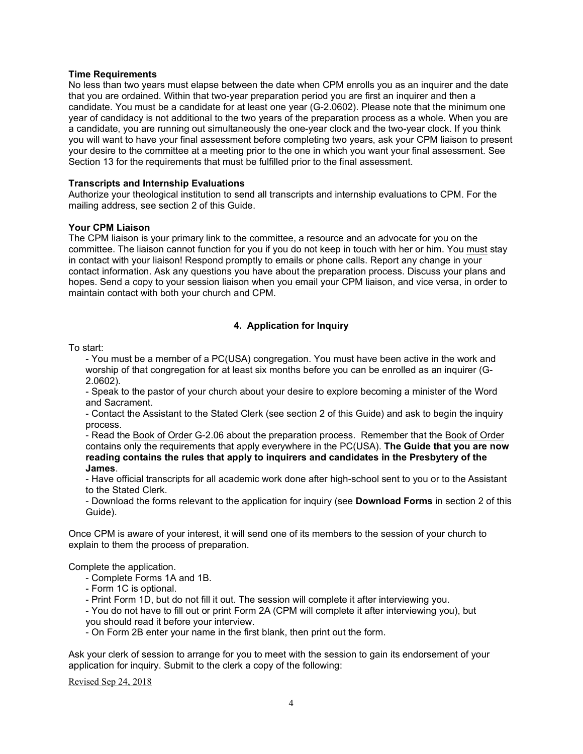**Time Requirements**
No less than two years must elapse between the date when CPM enrolls you as an inquirer and the date that you are ordained. Within that two-year preparation period you are first an inquirer and then a candidate. You must be a candidate for at least one year (G-2.0602). Please note that the minimum one year of candidacy is not additional to the two years of the preparation process as a whole. When you are a candidate, you are running out simultaneously the one-year clock and the two-year clock. If you think you will want to have your final assessment before completing two years, ask your CPM liaison to present your desire to the committee at a meeting prior to the one in which you want your final assessment. See Section 13 for the requirements that must be fulfilled prior to the final assessment.

**Transcripts and Internship Evaluations**
Authorize your theological institution to send all transcripts and internship evaluations to CPM. For the mailing address, see section 2 of this Guide.

**Your CPM Liaison**
The CPM liaison is your primary link to the committee, a resource and an advocate for you on the committee. The liaison cannot function for you if you do not keep in touch with her or him. You must stay in contact with your liaison! Respond promptly to emails or phone calls. Report any change in your contact information. Ask any questions you have about the preparation process. Discuss your plans and hopes. Send a copy to your session liaison when you email your CPM liaison, and vice versa, in order to maintain contact with both your church and CPM.

## 4. Application for Inquiry

To start:

- You must be a member of a PC(USA) congregation. You must have been active in the work and worship of that congregation for at least six months before you can be enrolled as an inquirer (G-2.0602).
- Speak to the pastor of your church about your desire to explore becoming a minister of the Word and Sacrament.
- Contact the Assistant to the Stated Clerk (see section 2 of this Guide) and ask to begin the inquiry process.
- Read the Book of Order G-2.06 about the preparation process. Remember that the Book of Order contains only the requirements that apply everywhere in the PC(USA). **The Guide that you are now reading contains the rules that apply to inquirers and candidates in the Presbytery of the James**.
- Have official transcripts for all academic work done after high-school sent to you or to the Assistant to the Stated Clerk.
- Download the forms relevant to the application for inquiry (see **Download Forms** in section 2 of this Guide).

Once CPM is aware of your interest, it will send one of its members to the session of your church to explain to them the process of preparation.

Complete the application.

- Complete Forms 1A and 1B.
- Form 1C is optional.
- Print Form 1D, but do not fill it out. The session will complete it after interviewing you.
- You do not have to fill out or print Form 2A (CPM will complete it after interviewing you), but you should read it before your interview.
- On Form 2B enter your name in the first blank, then print out the form.

Ask your clerk of session to arrange for you to meet with the session to gain its endorsement of your application for inquiry. Submit to the clerk a copy of the following:

Revised Sep 24, 2018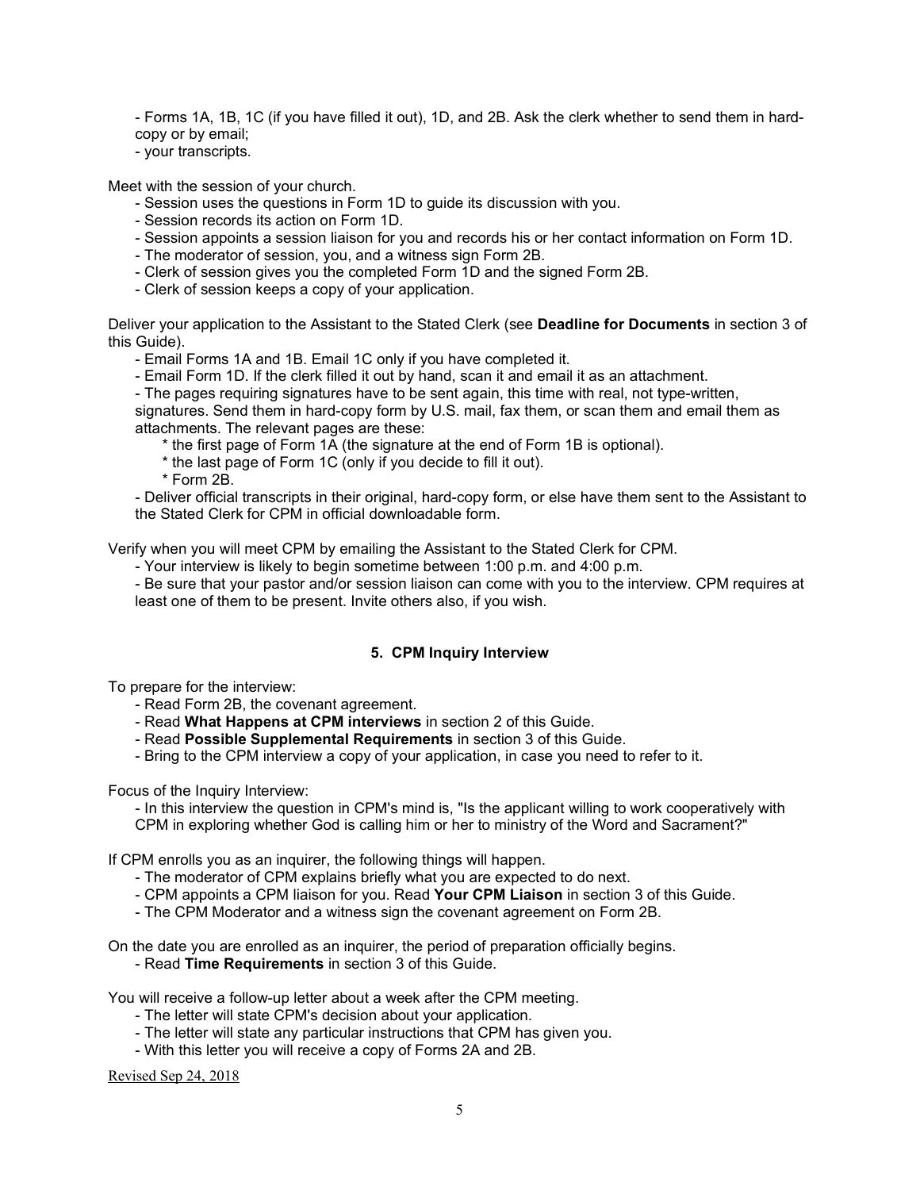- Forms 1A, 1B, 1C (if you have filled it out), 1D, and 2B. Ask the clerk whether to send them in hard-copy or by email;
- your transcripts.

Meet with the session of your church.

- Session uses the questions in Form 1D to guide its discussion with you.
- Session records its action on Form 1D.
- Session appoints a session liaison for you and records his or her contact information on Form 1D.
- The moderator of session, you, and a witness sign Form 2B.
- Clerk of session gives you the completed Form 1D and the signed Form 2B.
- Clerk of session keeps a copy of your application.

Deliver your application to the Assistant to the Stated Clerk (see **Deadline for Documents** in section 3 of this Guide).

- Email Forms 1A and 1B. Email 1C only if you have completed it.
- Email Form 1D. If the clerk filled it out by hand, scan it and email it as an attachment.
- The pages requiring signatures have to be sent again, this time with real, not type-written, signatures. Send them in hard-copy form by U.S. mail, fax them, or scan them and email them as attachments. The relevant pages are these:
  * the first page of Form 1A (the signature at the end of Form 1B is optional).
  * the last page of Form 1C (only if you decide to fill it out).
  * Form 2B.
- Deliver official transcripts in their original, hard-copy form, or else have them sent to the Assistant to the Stated Clerk for CPM in official downloadable form.

Verify when you will meet CPM by emailing the Assistant to the Stated Clerk for CPM.

- Your interview is likely to begin sometime between 1:00 p.m. and 4:00 p.m.
- Be sure that your pastor and/or session liaison can come with you to the interview. CPM requires at least one of them to be present. Invite others also, if you wish.

### 5. CPM Inquiry Interview

To prepare for the interview:

- Read Form 2B, the covenant agreement.
- Read **What Happens at CPM interviews** in section 2 of this Guide.
- Read **Possible Supplemental Requirements** in section 3 of this Guide.
- Bring to the CPM interview a copy of your application, in case you need to refer to it.

Focus of the Inquiry Interview:

- In this interview the question in CPM's mind is, "Is the applicant willing to work cooperatively with CPM in exploring whether God is calling him or her to ministry of the Word and Sacrament?"

If CPM enrolls you as an inquirer, the following things will happen.

- The moderator of CPM explains briefly what you are expected to do next.
- CPM appoints a CPM liaison for you. Read **Your CPM Liaison** in section 3 of this Guide.
- The CPM Moderator and a witness sign the covenant agreement on Form 2B.

On the date you are enrolled as an inquirer, the period of preparation officially begins.

- Read **Time Requirements** in section 3 of this Guide.

You will receive a follow-up letter about a week after the CPM meeting.

- The letter will state CPM's decision about your application.
- The letter will state any particular instructions that CPM has given you.
- With this letter you will receive a copy of Forms 2A and 2B.

Revised Sep 24, 2018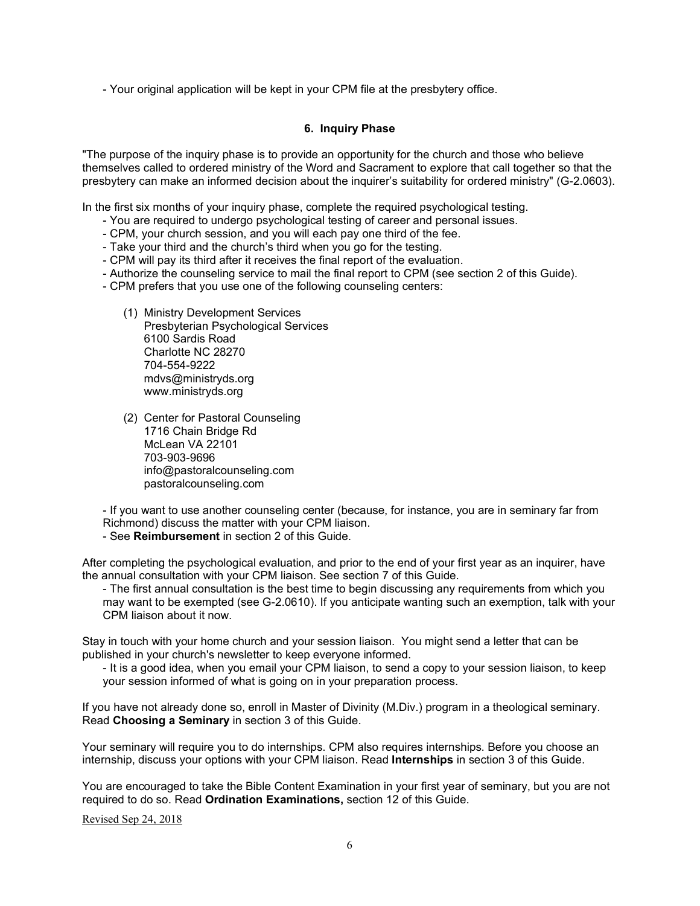- Your original application will be kept in your CPM file at the presbytery office.

## 6. Inquiry Phase

"The purpose of the inquiry phase is to provide an opportunity for the church and those who believe themselves called to ordered ministry of the Word and Sacrament to explore that call together so that the presbytery can make an informed decision about the inquirer's suitability for ordered ministry" (G-2.0603).

In the first six months of your inquiry phase, complete the required psychological testing.

- You are required to undergo psychological testing of career and personal issues.
- CPM, your church session, and you will each pay one third of the fee.
- Take your third and the church's third when you go for the testing.
- CPM will pay its third after it receives the final report of the evaluation.
- Authorize the counseling service to mail the final report to CPM (see section 2 of this Guide).
- CPM prefers that you use one of the following counseling centers:

  (1) Ministry Development Services
  Presbyterian Psychological Services
  6100 Sardis Road
  Charlotte NC 28270
  704-554-9222
  mdvs@ministryds.org
  www.ministryds.org

  (2) Center for Pastoral Counseling
  1716 Chain Bridge Rd
  McLean VA 22101
  703-903-9696
  info@pastoralcounseling.com
  pastoralcounseling.com

- If you want to use another counseling center (because, for instance, you are in seminary far from Richmond) discuss the matter with your CPM liaison.
- See **Reimbursement** in section 2 of this Guide.

After completing the psychological evaluation, and prior to the end of your first year as an inquirer, have the annual consultation with your CPM liaison. See section 7 of this Guide.

- The first annual consultation is the best time to begin discussing any requirements from which you may want to be exempted (see G-2.0610). If you anticipate wanting such an exemption, talk with your CPM liaison about it now.

Stay in touch with your home church and your session liaison. You might send a letter that can be published in your church's newsletter to keep everyone informed.

- It is a good idea, when you email your CPM liaison, to send a copy to your session liaison, to keep your session informed of what is going on in your preparation process.

If you have not already done so, enroll in Master of Divinity (M.Div.) program in a theological seminary. Read **Choosing a Seminary** in section 3 of this Guide.

Your seminary will require you to do internships. CPM also requires internships. Before you choose an internship, discuss your options with your CPM liaison. Read **Internships** in section 3 of this Guide.

You are encouraged to take the Bible Content Examination in your first year of seminary, but you are not required to do so. Read **Ordination Examinations,** section 12 of this Guide.

Revised Sep 24, 2018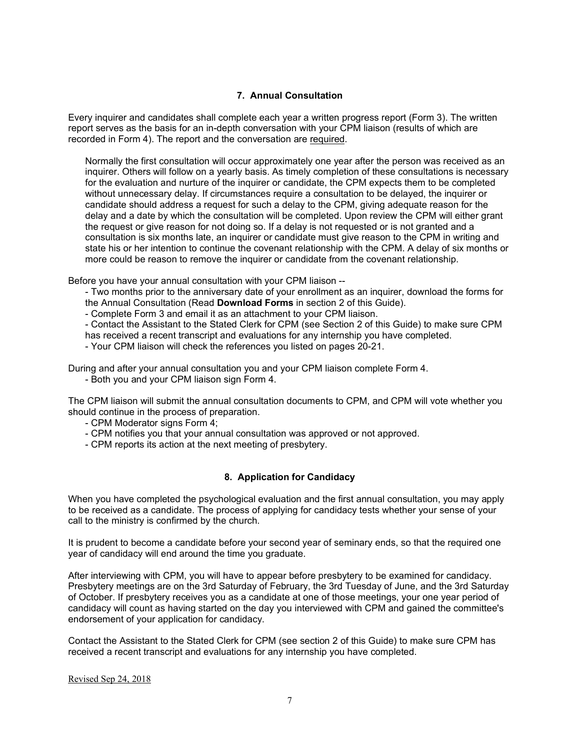### 7. Annual Consultation

Every inquirer and candidates shall complete each year a written progress report (Form 3). The written report serves as the basis for an in-depth conversation with your CPM liaison (results of which are recorded in Form 4). The report and the conversation are <u>required</u>.

> Normally the first consultation will occur approximately one year after the person was received as an inquirer. Others will follow on a yearly basis. As timely completion of these consultations is necessary for the evaluation and nurture of the inquirer or candidate, the CPM expects them to be completed without unnecessary delay. If circumstances require a consultation to be delayed, the inquirer or candidate should address a request for such a delay to the CPM, giving adequate reason for the delay and a date by which the consultation will be completed. Upon review the CPM will either grant the request or give reason for not doing so. If a delay is not requested or is not granted and a consultation is six months late, an inquirer or candidate must give reason to the CPM in writing and state his or her intention to continue the covenant relationship with the CPM. A delay of six months or more could be reason to remove the inquirer or candidate from the covenant relationship.

Before you have your annual consultation with your CPM liaison --

- Two months prior to the anniversary date of your enrollment as an inquirer, download the forms for the Annual Consultation (Read **Download Forms** in section 2 of this Guide).
- Complete Form 3 and email it as an attachment to your CPM liaison.
- Contact the Assistant to the Stated Clerk for CPM (see Section 2 of this Guide) to make sure CPM has received a recent transcript and evaluations for any internship you have completed.
- Your CPM liaison will check the references you listed on pages 20-21.

During and after your annual consultation you and your CPM liaison complete Form 4.

- Both you and your CPM liaison sign Form 4.

The CPM liaison will submit the annual consultation documents to CPM, and CPM will vote whether you should continue in the process of preparation.

- CPM Moderator signs Form 4;
- CPM notifies you that your annual consultation was approved or not approved.
- CPM reports its action at the next meeting of presbytery.

### 8. Application for Candidacy

When you have completed the psychological evaluation and the first annual consultation, you may apply to be received as a candidate. The process of applying for candidacy tests whether your sense of your call to the ministry is confirmed by the church.

It is prudent to become a candidate before your second year of seminary ends, so that the required one year of candidacy will end around the time you graduate.

After interviewing with CPM, you will have to appear before presbytery to be examined for candidacy. Presbytery meetings are on the 3rd Saturday of February, the 3rd Tuesday of June, and the 3rd Saturday of October. If presbytery receives you as a candidate at one of those meetings, your one year period of candidacy will count as having started on the day you interviewed with CPM and gained the committee's endorsement of your application for candidacy.

Contact the Assistant to the Stated Clerk for CPM (see section 2 of this Guide) to make sure CPM has received a recent transcript and evaluations for any internship you have completed.

<u>Revised Sep 24, 2018</u>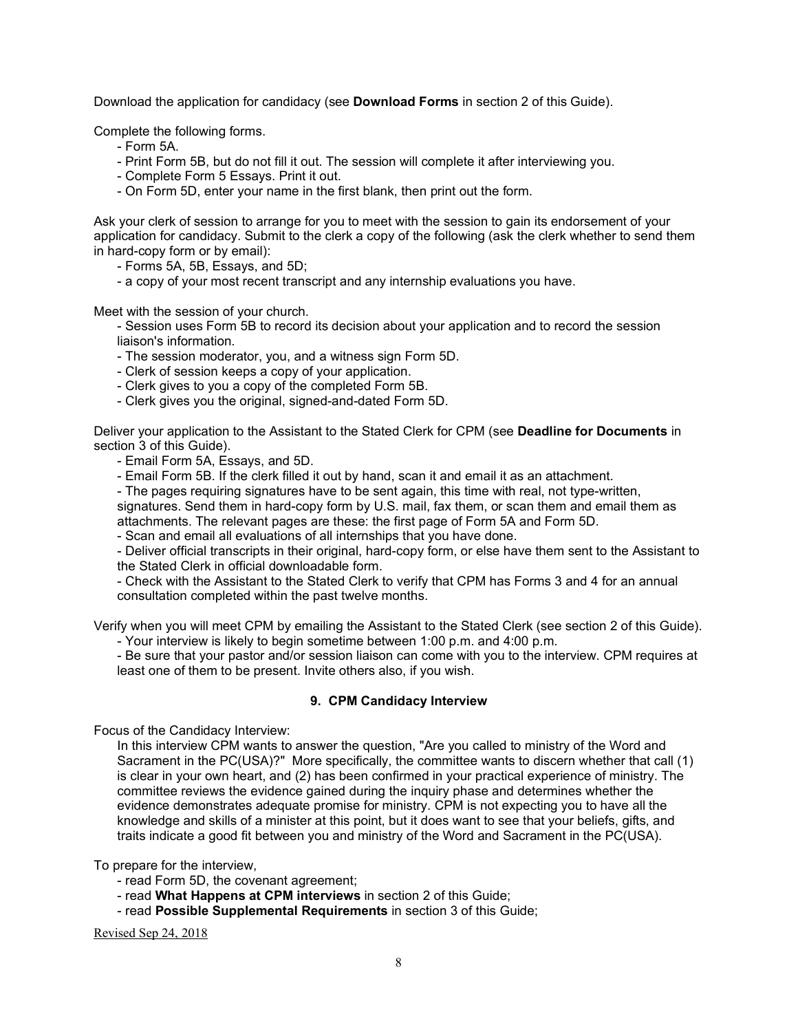Download the application for candidacy (see **Download Forms** in section 2 of this Guide).

Complete the following forms.

- Form 5A.
- Print Form 5B, but do not fill it out. The session will complete it after interviewing you.
- Complete Form 5 Essays. Print it out.
- On Form 5D, enter your name in the first blank, then print out the form.

Ask your clerk of session to arrange for you to meet with the session to gain its endorsement of your application for candidacy. Submit to the clerk a copy of the following (ask the clerk whether to send them in hard-copy form or by email):

- Forms 5A, 5B, Essays, and 5D;
- a copy of your most recent transcript and any internship evaluations you have.

Meet with the session of your church.

- Session uses Form 5B to record its decision about your application and to record the session liaison's information.
- The session moderator, you, and a witness sign Form 5D.
- Clerk of session keeps a copy of your application.
- Clerk gives to you a copy of the completed Form 5B.
- Clerk gives you the original, signed-and-dated Form 5D.

Deliver your application to the Assistant to the Stated Clerk for CPM (see **Deadline for Documents** in section 3 of this Guide).

- Email Form 5A, Essays, and 5D.
- Email Form 5B. If the clerk filled it out by hand, scan it and email it as an attachment.
- The pages requiring signatures have to be sent again, this time with real, not type-written, signatures. Send them in hard-copy form by U.S. mail, fax them, or scan them and email them as attachments. The relevant pages are these: the first page of Form 5A and Form 5D.
- Scan and email all evaluations of all internships that you have done.
- Deliver official transcripts in their original, hard-copy form, or else have them sent to the Assistant to the Stated Clerk in official downloadable form.
- Check with the Assistant to the Stated Clerk to verify that CPM has Forms 3 and 4 for an annual consultation completed within the past twelve months.

Verify when you will meet CPM by emailing the Assistant to the Stated Clerk (see section 2 of this Guide).

- Your interview is likely to begin sometime between 1:00 p.m. and 4:00 p.m.
- Be sure that your pastor and/or session liaison can come with you to the interview. CPM requires at least one of them to be present. Invite others also, if you wish.

## 9. CPM Candidacy Interview

Focus of the Candidacy Interview:

In this interview CPM wants to answer the question, "Are you called to ministry of the Word and Sacrament in the PC(USA)?" More specifically, the committee wants to discern whether that call (1) is clear in your own heart, and (2) has been confirmed in your practical experience of ministry. The committee reviews the evidence gained during the inquiry phase and determines whether the evidence demonstrates adequate promise for ministry. CPM is not expecting you to have all the knowledge and skills of a minister at this point, but it does want to see that your beliefs, gifts, and traits indicate a good fit between you and ministry of the Word and Sacrament in the PC(USA).

To prepare for the interview,

- read Form 5D, the covenant agreement;
- read **What Happens at CPM interviews** in section 2 of this Guide;
- read **Possible Supplemental Requirements** in section 3 of this Guide;

Revised Sep 24, 2018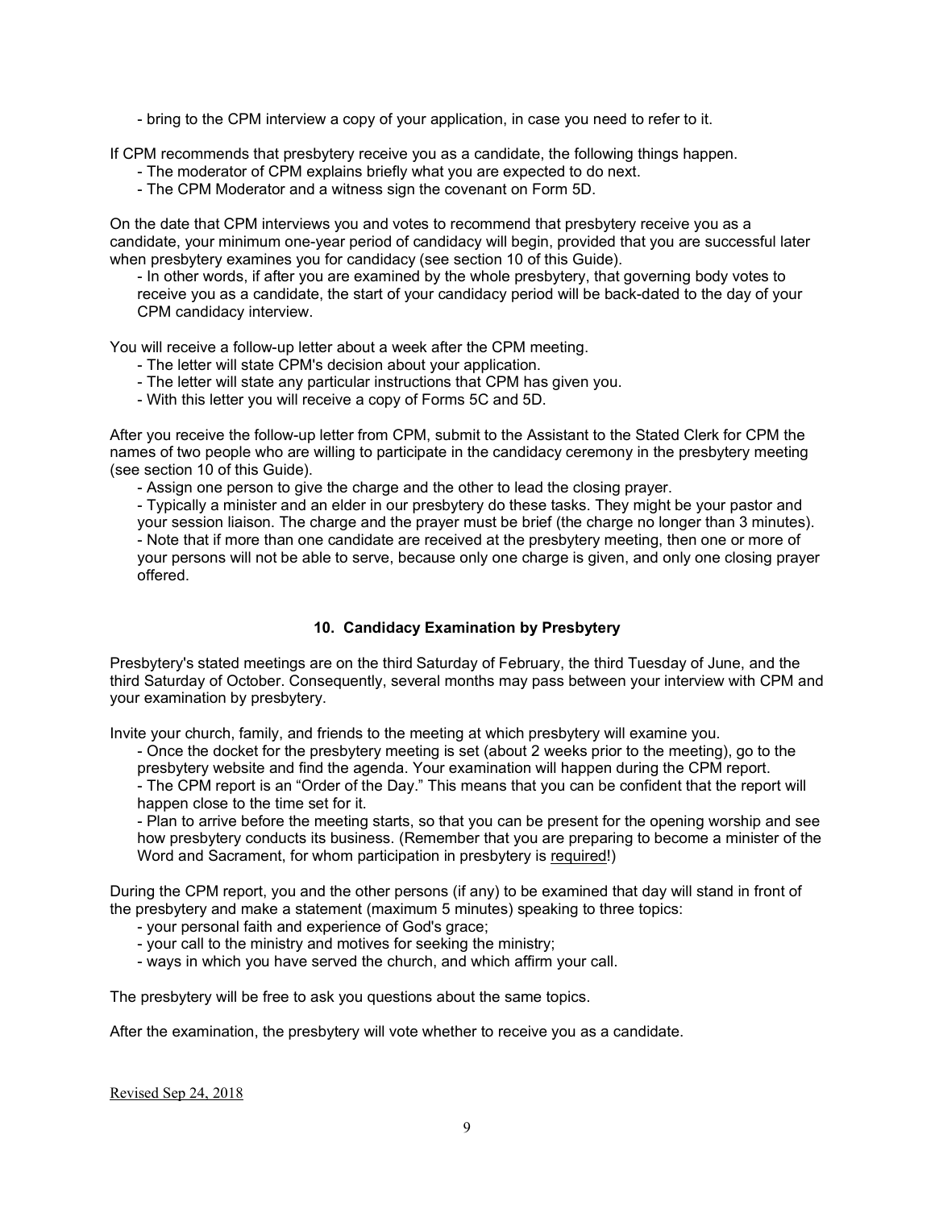- bring to the CPM interview a copy of your application, in case you need to refer to it.

If CPM recommends that presbytery receive you as a candidate, the following things happen.

- The moderator of CPM explains briefly what you are expected to do next.
- The CPM Moderator and a witness sign the covenant on Form 5D.

On the date that CPM interviews you and votes to recommend that presbytery receive you as a candidate, your minimum one-year period of candidacy will begin, provided that you are successful later when presbytery examines you for candidacy (see section 10 of this Guide).

- In other words, if after you are examined by the whole presbytery, that governing body votes to receive you as a candidate, the start of your candidacy period will be back-dated to the day of your CPM candidacy interview.

You will receive a follow-up letter about a week after the CPM meeting.

- The letter will state CPM's decision about your application.
- The letter will state any particular instructions that CPM has given you.
- With this letter you will receive a copy of Forms 5C and 5D.

After you receive the follow-up letter from CPM, submit to the Assistant to the Stated Clerk for CPM the names of two people who are willing to participate in the candidacy ceremony in the presbytery meeting (see section 10 of this Guide).

- Assign one person to give the charge and the other to lead the closing prayer.
- Typically a minister and an elder in our presbytery do these tasks. They might be your pastor and your session liaison. The charge and the prayer must be brief (the charge no longer than 3 minutes).
- Note that if more than one candidate are received at the presbytery meeting, then one or more of your persons will not be able to serve, because only one charge is given, and only one closing prayer offered.

## 10. Candidacy Examination by Presbytery

Presbytery's stated meetings are on the third Saturday of February, the third Tuesday of June, and the third Saturday of October. Consequently, several months may pass between your interview with CPM and your examination by presbytery.

Invite your church, family, and friends to the meeting at which presbytery will examine you.

- Once the docket for the presbytery meeting is set (about 2 weeks prior to the meeting), go to the presbytery website and find the agenda. Your examination will happen during the CPM report.
- The CPM report is an "Order of the Day." This means that you can be confident that the report will happen close to the time set for it.
- Plan to arrive before the meeting starts, so that you can be present for the opening worship and see how presbytery conducts its business. (Remember that you are preparing to become a minister of the Word and Sacrament, for whom participation in presbytery is required!)

During the CPM report, you and the other persons (if any) to be examined that day will stand in front of the presbytery and make a statement (maximum 5 minutes) speaking to three topics:

- your personal faith and experience of God's grace;
- your call to the ministry and motives for seeking the ministry;
- ways in which you have served the church, and which affirm your call.

The presbytery will be free to ask you questions about the same topics.

After the examination, the presbytery will vote whether to receive you as a candidate.

Revised Sep 24, 2018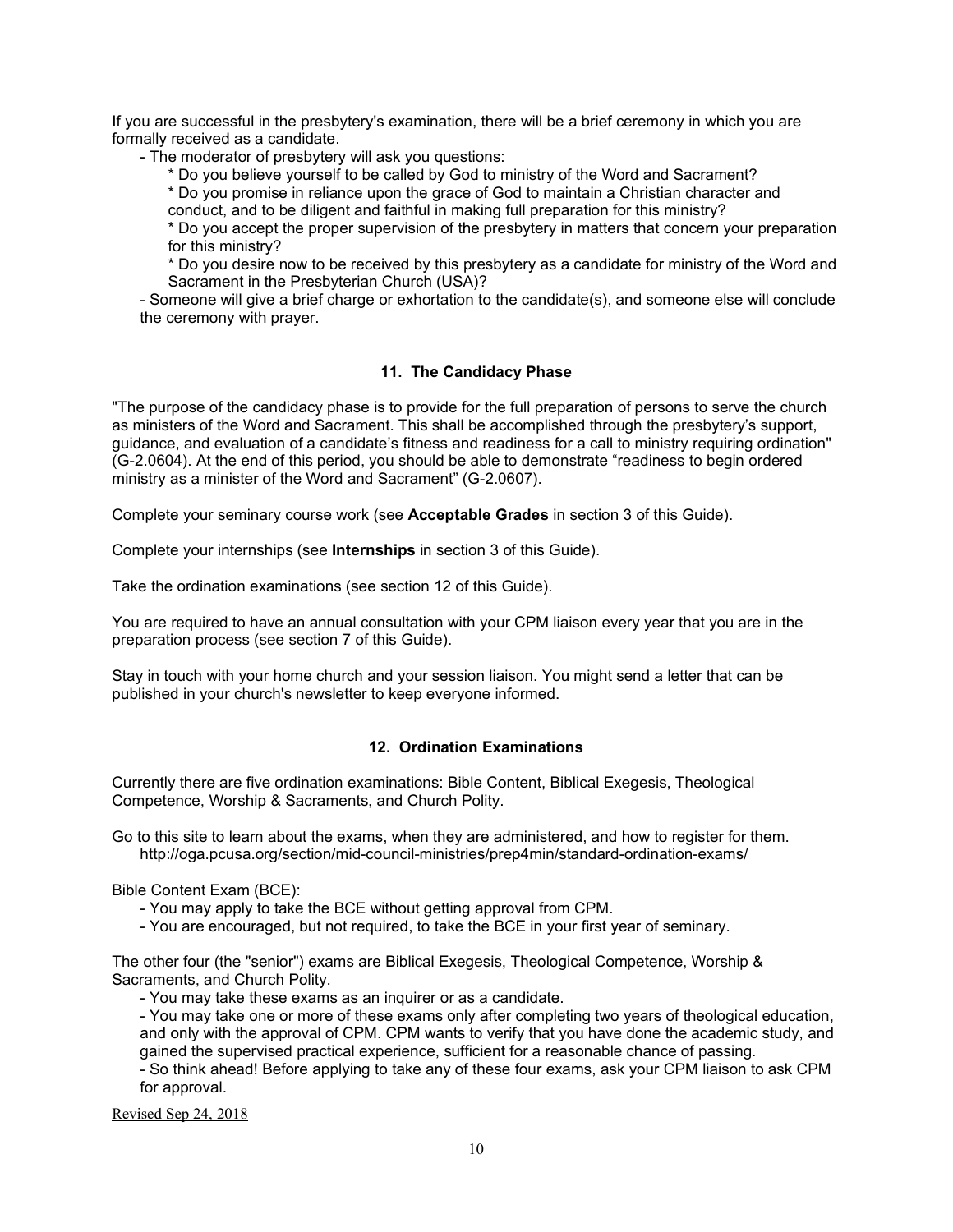If you are successful in the presbytery's examination, there will be a brief ceremony in which you are formally received as a candidate.

- The moderator of presbytery will ask you questions:
    * Do you believe yourself to be called by God to ministry of the Word and Sacrament?
    * Do you promise in reliance upon the grace of God to maintain a Christian character and conduct, and to be diligent and faithful in making full preparation for this ministry?
    * Do you accept the proper supervision of the presbytery in matters that concern your preparation for this ministry?
    * Do you desire now to be received by this presbytery as a candidate for ministry of the Word and Sacrament in the Presbyterian Church (USA)?
- Someone will give a brief charge or exhortation to the candidate(s), and someone else will conclude the ceremony with prayer.

### 11. The Candidacy Phase

"The purpose of the candidacy phase is to provide for the full preparation of persons to serve the church as ministers of the Word and Sacrament. This shall be accomplished through the presbytery's support, guidance, and evaluation of a candidate's fitness and readiness for a call to ministry requiring ordination" (G-2.0604). At the end of this period, you should be able to demonstrate "readiness to begin ordered ministry as a minister of the Word and Sacrament" (G-2.0607).

Complete your seminary course work (see **Acceptable Grades** in section 3 of this Guide).

Complete your internships (see **Internships** in section 3 of this Guide).

Take the ordination examinations (see section 12 of this Guide).

You are required to have an annual consultation with your CPM liaison every year that you are in the preparation process (see section 7 of this Guide).

Stay in touch with your home church and your session liaison. You might send a letter that can be published in your church's newsletter to keep everyone informed.

### 12. Ordination Examinations

Currently there are five ordination examinations: Bible Content, Biblical Exegesis, Theological Competence, Worship & Sacraments, and Church Polity.

Go to this site to learn about the exams, when they are administered, and how to register for them.
http://oga.pcusa.org/section/mid-council-ministries/prep4min/standard-ordination-exams/

Bible Content Exam (BCE):

- You may apply to take the BCE without getting approval from CPM.
- You are encouraged, but not required, to take the BCE in your first year of seminary.

The other four (the "senior") exams are Biblical Exegesis, Theological Competence, Worship & Sacraments, and Church Polity.

- You may take these exams as an inquirer or as a candidate.
- You may take one or more of these exams only after completing two years of theological education, and only with the approval of CPM. CPM wants to verify that you have done the academic study, and gained the supervised practical experience, sufficient for a reasonable chance of passing.
- So think ahead! Before applying to take any of these four exams, ask your CPM liaison to ask CPM for approval.

Revised Sep 24, 2018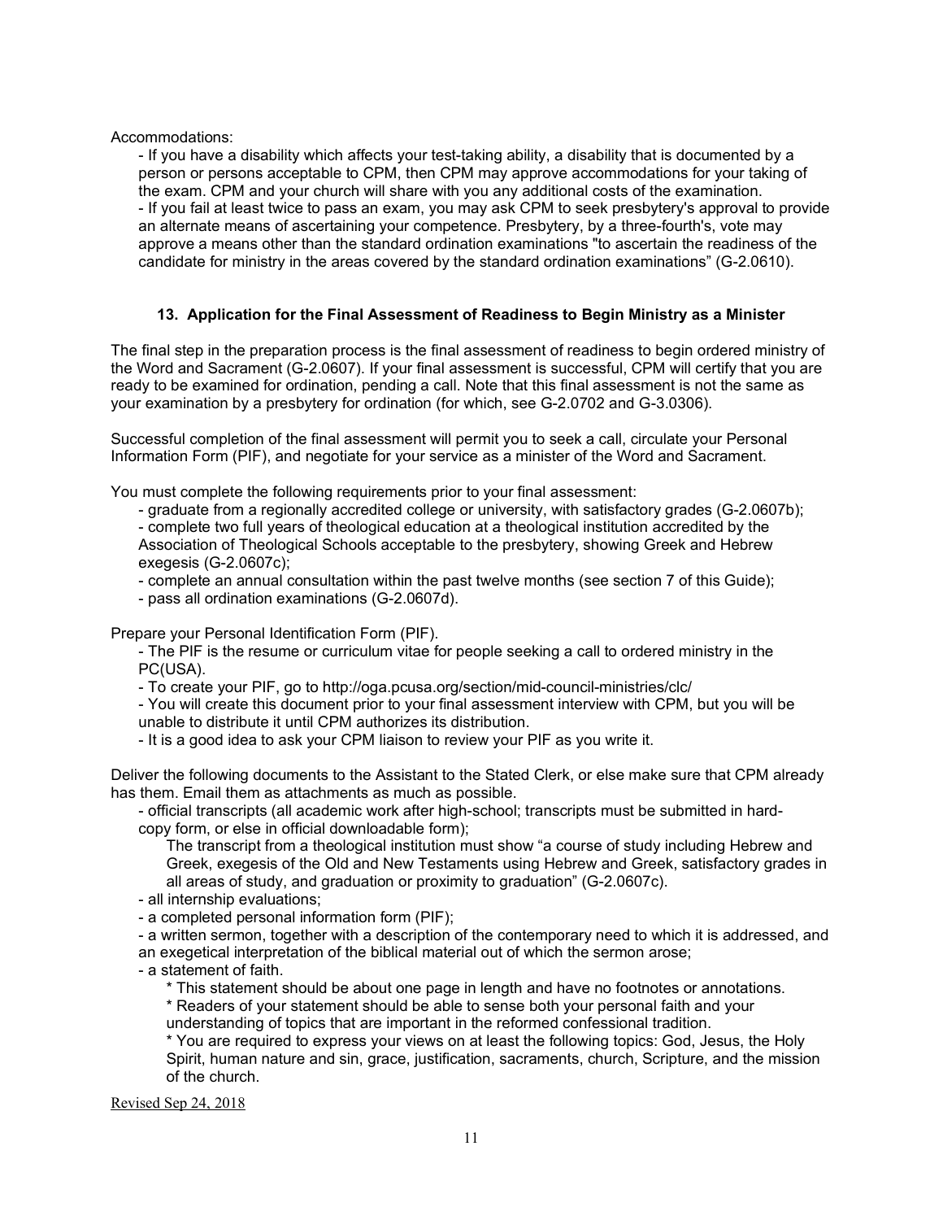Accommodations:

- If you have a disability which affects your test-taking ability, a disability that is documented by a person or persons acceptable to CPM, then CPM may approve accommodations for your taking of the exam. CPM and your church will share with you any additional costs of the examination.
- If you fail at least twice to pass an exam, you may ask CPM to seek presbytery's approval to provide an alternate means of ascertaining your competence. Presbytery, by a three-fourth's, vote may approve a means other than the standard ordination examinations "to ascertain the readiness of the candidate for ministry in the areas covered by the standard ordination examinations" (G-2.0610).

### 13. Application for the Final Assessment of Readiness to Begin Ministry as a Minister

The final step in the preparation process is the final assessment of readiness to begin ordered ministry of the Word and Sacrament (G-2.0607). If your final assessment is successful, CPM will certify that you are ready to be examined for ordination, pending a call. Note that this final assessment is not the same as your examination by a presbytery for ordination (for which, see G-2.0702 and G-3.0306).

Successful completion of the final assessment will permit you to seek a call, circulate your Personal Information Form (PIF), and negotiate for your service as a minister of the Word and Sacrament.

You must complete the following requirements prior to your final assessment:

- graduate from a regionally accredited college or university, with satisfactory grades (G-2.0607b);
- complete two full years of theological education at a theological institution accredited by the Association of Theological Schools acceptable to the presbytery, showing Greek and Hebrew exegesis (G-2.0607c);
- complete an annual consultation within the past twelve months (see section 7 of this Guide);
- pass all ordination examinations (G-2.0607d).

Prepare your Personal Identification Form (PIF).

- The PIF is the resume or curriculum vitae for people seeking a call to ordered ministry in the PC(USA).
- To create your PIF, go to http://oga.pcusa.org/section/mid-council-ministries/clc/
- You will create this document prior to your final assessment interview with CPM, but you will be unable to distribute it until CPM authorizes its distribution.
- It is a good idea to ask your CPM liaison to review your PIF as you write it.

Deliver the following documents to the Assistant to the Stated Clerk, or else make sure that CPM already has them. Email them as attachments as much as possible.

- official transcripts (all academic work after high-school; transcripts must be submitted in hard-copy form, or else in official downloadable form);
  
  The transcript from a theological institution must show "a course of study including Hebrew and Greek, exegesis of the Old and New Testaments using Hebrew and Greek, satisfactory grades in all areas of study, and graduation or proximity to graduation" (G-2.0607c).
- all internship evaluations;
- a completed personal information form (PIF);
- a written sermon, together with a description of the contemporary need to which it is addressed, and an exegetical interpretation of the biblical material out of which the sermon arose;
- a statement of faith.
  - This statement should be about one page in length and have no footnotes or annotations.
  - Readers of your statement should be able to sense both your personal faith and your understanding of topics that are important in the reformed confessional tradition.
  - You are required to express your views on at least the following topics: God, Jesus, the Holy Spirit, human nature and sin, grace, justification, sacraments, church, Scripture, and the mission of the church.

Revised Sep 24, 2018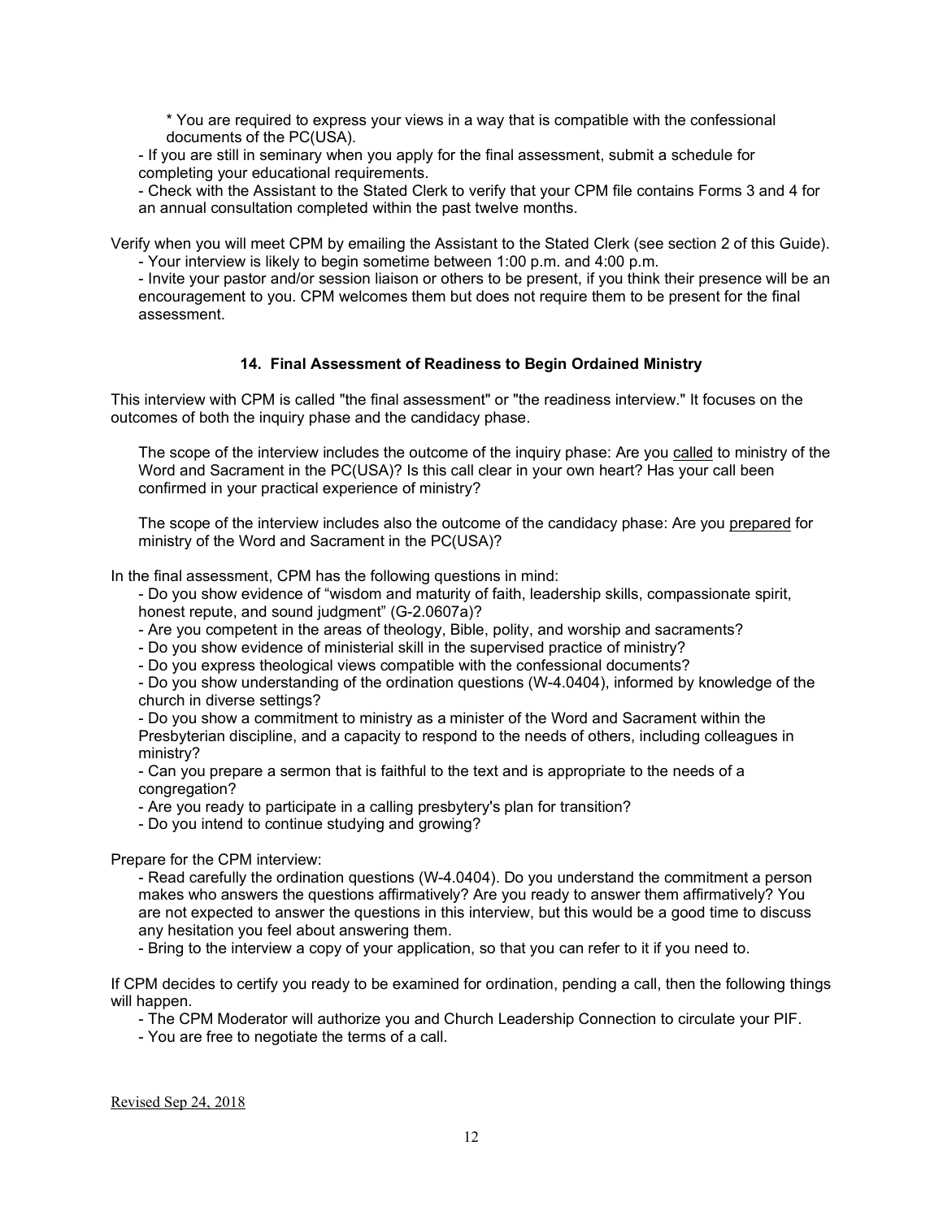* You are required to express your views in a way that is compatible with the confessional documents of the PC(USA).

- If you are still in seminary when you apply for the final assessment, submit a schedule for completing your educational requirements.
- Check with the Assistant to the Stated Clerk to verify that your CPM file contains Forms 3 and 4 for an annual consultation completed within the past twelve months.

Verify when you will meet CPM by emailing the Assistant to the Stated Clerk (see section 2 of this Guide).

- Your interview is likely to begin sometime between 1:00 p.m. and 4:00 p.m.
- Invite your pastor and/or session liaison or others to be present, if you think their presence will be an encouragement to you. CPM welcomes them but does not require them to be present for the final assessment.

### 14. Final Assessment of Readiness to Begin Ordained Ministry

This interview with CPM is called "the final assessment" or "the readiness interview." It focuses on the outcomes of both the inquiry phase and the candidacy phase.

The scope of the interview includes the outcome of the inquiry phase: Are you called to ministry of the Word and Sacrament in the PC(USA)? Is this call clear in your own heart? Has your call been confirmed in your practical experience of ministry?

The scope of the interview includes also the outcome of the candidacy phase: Are you prepared for ministry of the Word and Sacrament in the PC(USA)?

In the final assessment, CPM has the following questions in mind:

- Do you show evidence of "wisdom and maturity of faith, leadership skills, compassionate spirit, honest repute, and sound judgment" (G-2.0607a)?
- Are you competent in the areas of theology, Bible, polity, and worship and sacraments?
- Do you show evidence of ministerial skill in the supervised practice of ministry?
- Do you express theological views compatible with the confessional documents?
- Do you show understanding of the ordination questions (W-4.0404), informed by knowledge of the church in diverse settings?
- Do you show a commitment to ministry as a minister of the Word and Sacrament within the Presbyterian discipline, and a capacity to respond to the needs of others, including colleagues in ministry?
- Can you prepare a sermon that is faithful to the text and is appropriate to the needs of a congregation?
- Are you ready to participate in a calling presbytery's plan for transition?
- Do you intend to continue studying and growing?

Prepare for the CPM interview:

- Read carefully the ordination questions (W-4.0404). Do you understand the commitment a person makes who answers the questions affirmatively? Are you ready to answer them affirmatively? You are not expected to answer the questions in this interview, but this would be a good time to discuss any hesitation you feel about answering them.
- Bring to the interview a copy of your application, so that you can refer to it if you need to.

If CPM decides to certify you ready to be examined for ordination, pending a call, then the following things will happen.

- The CPM Moderator will authorize you and Church Leadership Connection to circulate your PIF.
- You are free to negotiate the terms of a call.

Revised Sep 24, 2018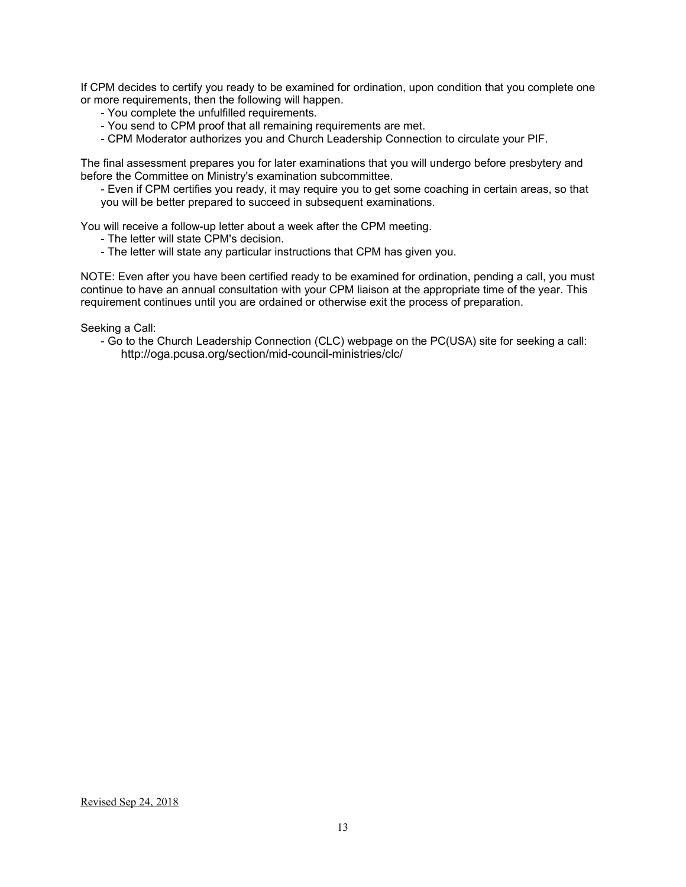If CPM decides to certify you ready to be examined for ordination, upon condition that you complete one or more requirements, then the following will happen.

- You complete the unfulfilled requirements.
- You send to CPM proof that all remaining requirements are met.
- CPM Moderator authorizes you and Church Leadership Connection to circulate your PIF.

The final assessment prepares you for later examinations that you will undergo before presbytery and before the Committee on Ministry's examination subcommittee.

- Even if CPM certifies you ready, it may require you to get some coaching in certain areas, so that you will be better prepared to succeed in subsequent examinations.

You will receive a follow-up letter about a week after the CPM meeting.

- The letter will state CPM's decision.
- The letter will state any particular instructions that CPM has given you.

NOTE: Even after you have been certified ready to be examined for ordination, pending a call, you must continue to have an annual consultation with your CPM liaison at the appropriate time of the year. This requirement continues until you are ordained or otherwise exit the process of preparation.

Seeking a Call:

- Go to the Church Leadership Connection (CLC) webpage on the PC(USA) site for seeking a call: http://oga.pcusa.org/section/mid-council-ministries/clc/

Revised Sep 24, 2018